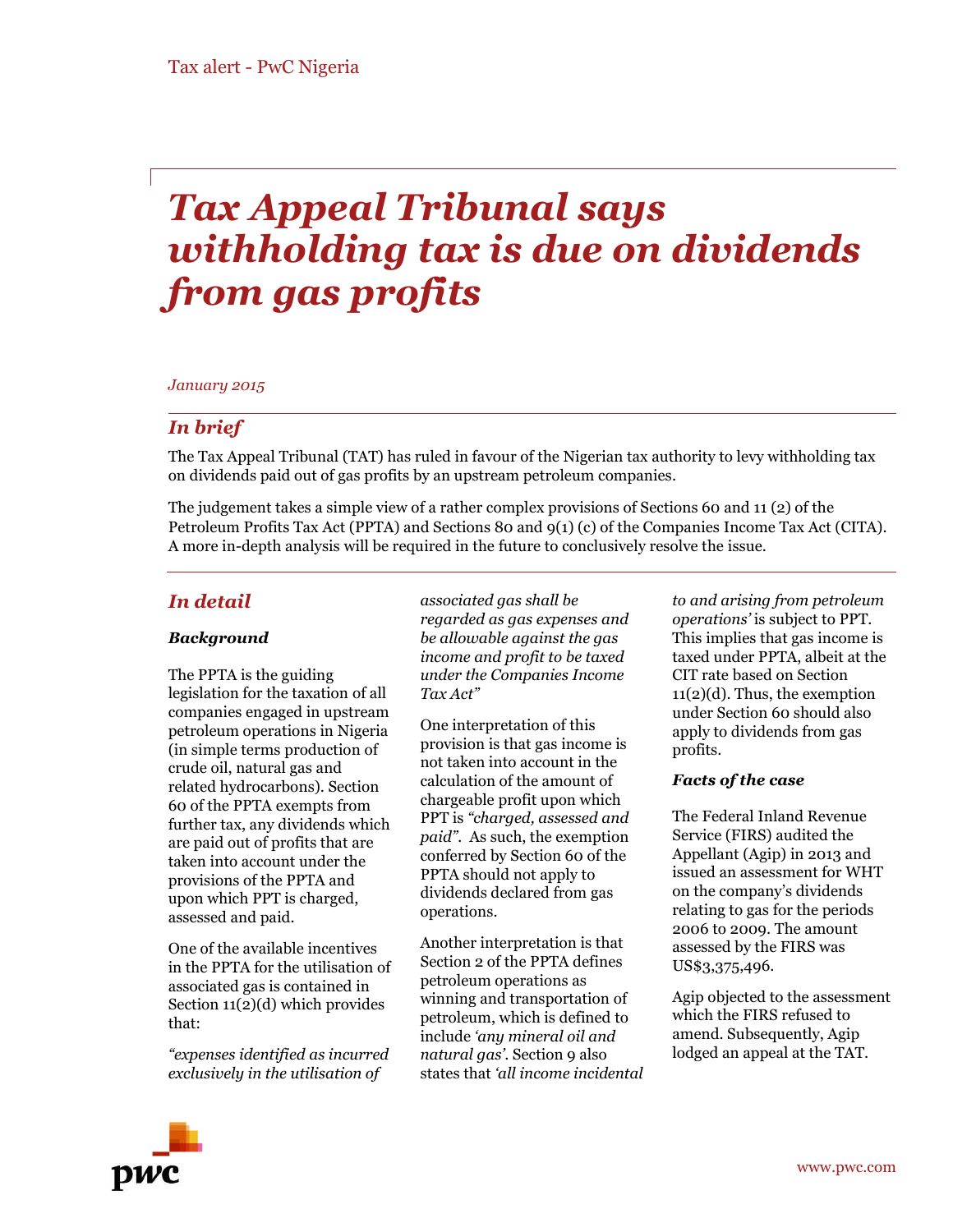Tax alert - PwC Nigeria

# *Tax Appeal Tribunal says withholding tax is due on dividends from gas profits*

*January 2015*

## *In brief*

The Tax Appeal Tribunal (TAT) has ruled in favour of the Nigerian tax authority to levy withholding tax on dividends paid out of gas profits by an upstream petroleum companies.

The judgement takes a simple view of a rather complex provisions of Sections 60 and 11 (2) of the Petroleum Profits Tax Act (PPTA) and Sections 80 and 9(1) (c) of the Companies Income Tax Act (CITA). A more in-depth analysis will be required in the future to conclusively resolve the issue.

## *In detail*

### *Background*

The PPTA is the guiding legislation for the taxation of all companies engaged in upstream petroleum operations in Nigeria (in simple terms production of crude oil, natural gas and related hydrocarbons). Section 60 of the PPTA exempts from further tax, any dividends which are paid out of profits that are taken into account under the provisions of the PPTA and upon which PPT is charged, assessed and paid.

One of the available incentives in the PPTA for the utilisation of associated gas is contained in Section 11(2)(d) which provides that:

*"expenses identified as incurred exclusively in the utilisation of associated gas shall be regarded as gas expenses and be allowable against the gas income and profit to be taxed under the Companies Income Tax Act"*

One interpretation of this provision is that gas income is not taken into account in the calculation of the amount of chargeable profit upon which PPT is *"charged, assessed and paid"*. As such, the exemption conferred by Section 60 of the PPTA should not apply to dividends declared from gas operations.

Another interpretation is that Section 2 of the PPTA defines petroleum operations as winning and transportation of petroleum, which is defined to include *'any mineral oil and natural gas'*. Section 9 also states that *'all income incidental to and arising from petroleum operations'* is subject to PPT. This implies that gas income is taxed under PPTA, albeit at the CIT rate based on Section 11(2)(d). Thus, the exemption under Section 60 should also apply to dividends from gas profits.

### *Facts of the case*

The Federal Inland Revenue Service (FIRS) audited the Appellant (Agip) in 2013 and issued an assessment for WHT on the company's dividends relating to gas for the periods 2006 to 2009. The amount assessed by the FIRS was US$3,375,496.

Agip objected to the assessment which the FIRS refused to amend. Subsequently, Agip lodged an appeal at the TAT.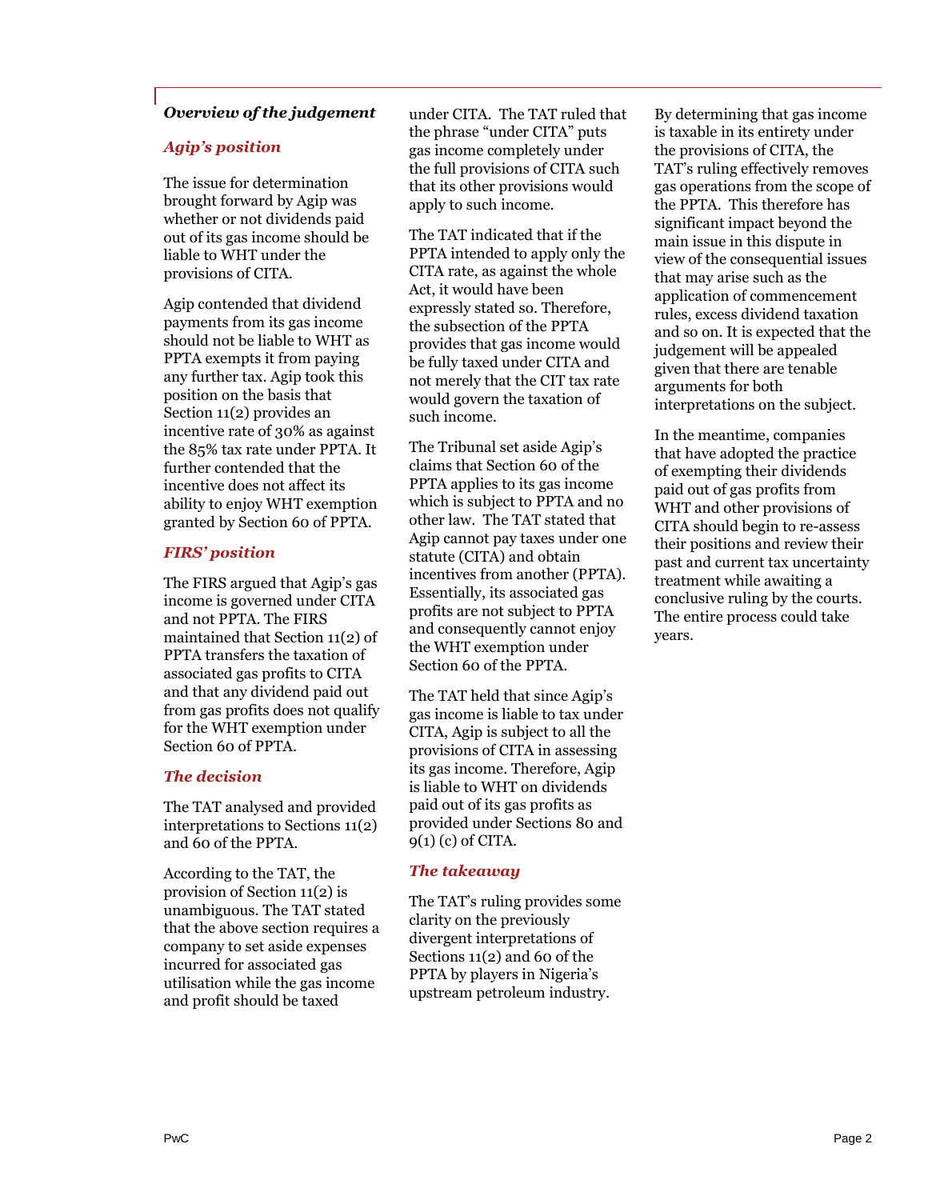***Overview of the judgement***

***Agip's position***

The issue for determination brought forward by Agip was whether or not dividends paid out of its gas income should be liable to WHT under the provisions of CITA.

Agip contended that dividend payments from its gas income should not be liable to WHT as PPTA exempts it from paying any further tax. Agip took this position on the basis that Section 11(2) provides an incentive rate of 30% as against the 85% tax rate under PPTA. It further contended that the incentive does not affect its ability to enjoy WHT exemption granted by Section 60 of PPTA.

***FIRS' position***

The FIRS argued that Agip's gas income is governed under CITA and not PPTA. The FIRS maintained that Section 11(2) of PPTA transfers the taxation of associated gas profits to CITA and that any dividend paid out from gas profits does not qualify for the WHT exemption under Section 60 of PPTA.

***The decision***

The TAT analysed and provided interpretations to Sections 11(2) and 60 of the PPTA.

According to the TAT, the provision of Section 11(2) is unambiguous. The TAT stated that the above section requires a company to set aside expenses incurred for associated gas utilisation while the gas income and profit should be taxed under CITA. The TAT ruled that the phrase "under CITA" puts gas income completely under the full provisions of CITA such that its other provisions would apply to such income.

The TAT indicated that if the PPTA intended to apply only the CITA rate, as against the whole Act, it would have been expressly stated so. Therefore, the subsection of the PPTA provides that gas income would be fully taxed under CITA and not merely that the CIT tax rate would govern the taxation of such income.

The Tribunal set aside Agip's claims that Section 60 of the PPTA applies to its gas income which is subject to PPTA and no other law. The TAT stated that Agip cannot pay taxes under one statute (CITA) and obtain incentives from another (PPTA). Essentially, its associated gas profits are not subject to PPTA and consequently cannot enjoy the WHT exemption under Section 60 of the PPTA.

The TAT held that since Agip's gas income is liable to tax under CITA, Agip is subject to all the provisions of CITA in assessing its gas income. Therefore, Agip is liable to WHT on dividends paid out of its gas profits as provided under Sections 80 and 9(1) (c) of CITA.

***The takeaway***

The TAT's ruling provides some clarity on the previously divergent interpretations of Sections 11(2) and 60 of the PPTA by players in Nigeria's upstream petroleum industry.

By determining that gas income is taxable in its entirety under the provisions of CITA, the TAT's ruling effectively removes gas operations from the scope of the PPTA. This therefore has significant impact beyond the main issue in this dispute in view of the consequential issues that may arise such as the application of commencement rules, excess dividend taxation and so on. It is expected that the judgement will be appealed given that there are tenable arguments for both interpretations on the subject.

In the meantime, companies that have adopted the practice of exempting their dividends paid out of gas profits from WHT and other provisions of CITA should begin to re-assess their positions and review their past and current tax uncertainty treatment while awaiting a conclusive ruling by the courts. The entire process could take years.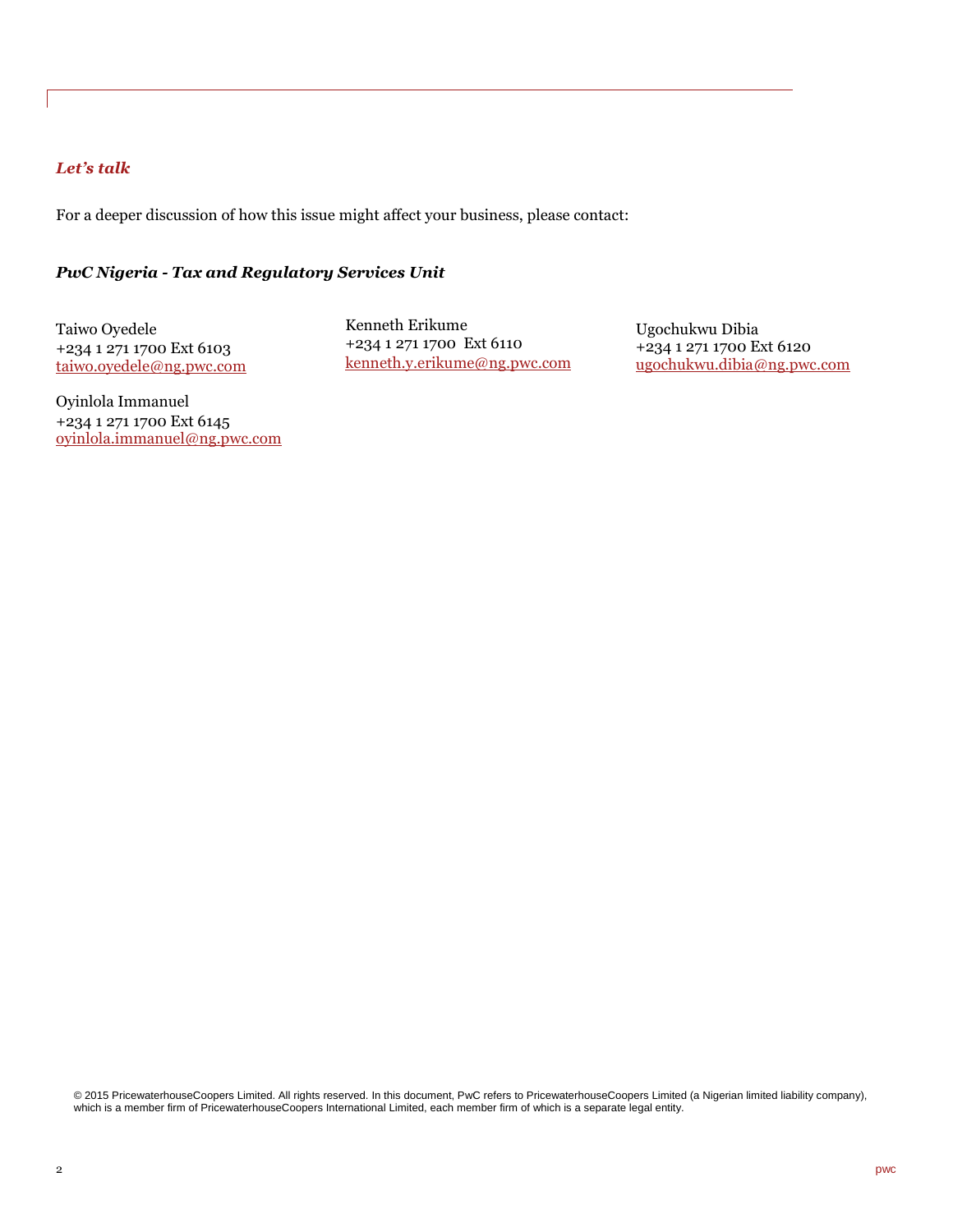*Let's talk*

For a deeper discussion of how this issue might affect your business, please contact:

***PwC Nigeria - Tax and Regulatory Services Unit***

Taiwo Oyedele
+234 1 271 1700 Ext 6103
taiwo.oyedele@ng.pwc.com

Kenneth Erikume
+234 1 271 1700 Ext 6110
kenneth.y.erikume@ng.pwc.com

Ugochukwu Dibia
+234 1 271 1700 Ext 6120
ugochukwu.dibia@ng.pwc.com

Oyinlola Immanuel
+234 1 271 1700 Ext 6145
oyinlola.immanuel@ng.pwc.com

© 2015 PricewaterhouseCoopers Limited. All rights reserved. In this document, PwC refers to PricewaterhouseCoopers Limited (a Nigerian limited liability company), which is a member firm of PricewaterhouseCoopers International Limited, each member firm of which is a separate legal entity.